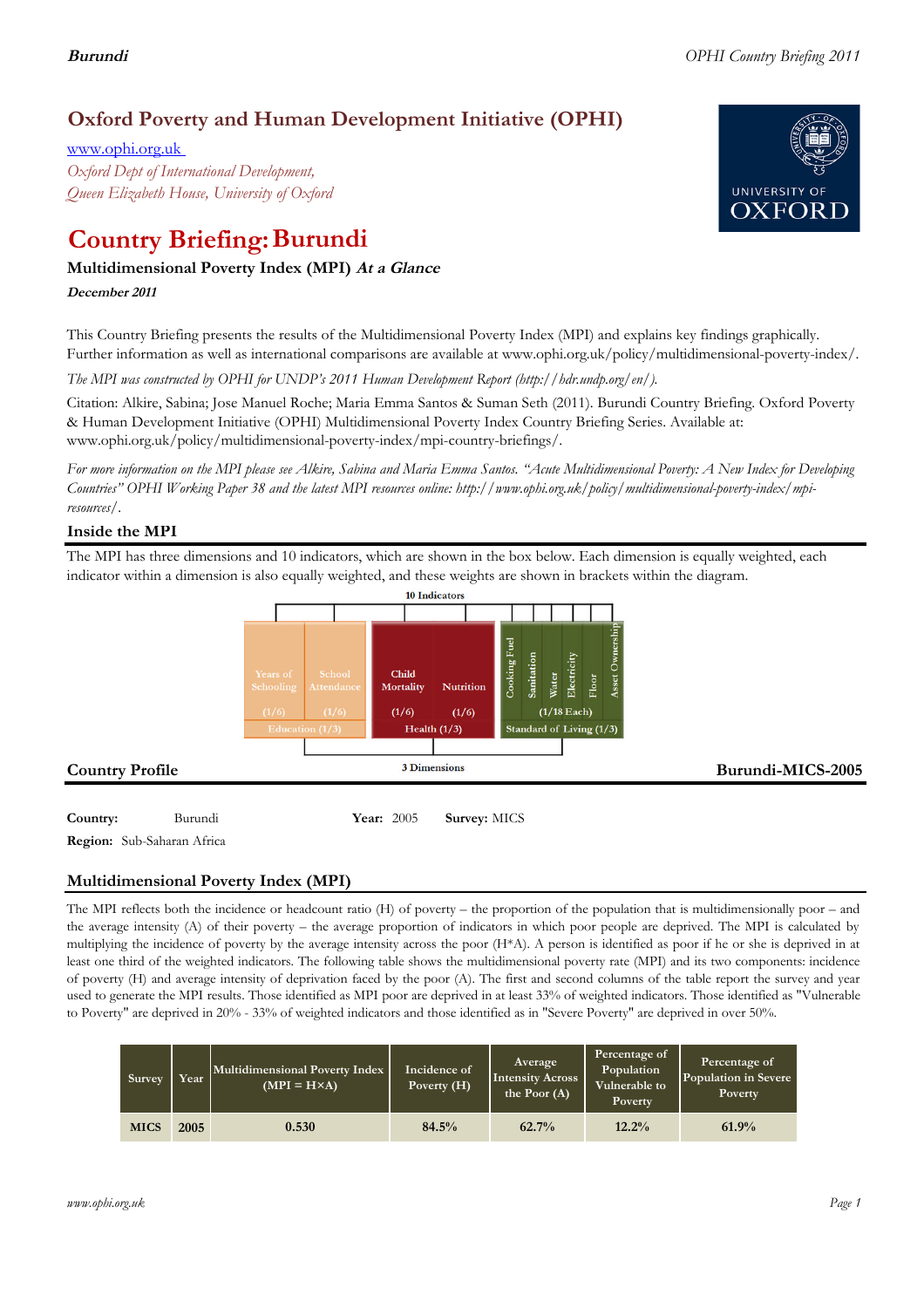# Oxford Poverty and Human Development Initiative (OPHI)

www.ophi.org.uk

*Oxford Dept of International Development,*
*Queen Elizabeth House, University of Oxford*

# Country Briefing: Burundi

### Multidimensional Poverty Index (MPI) *At a Glance*

***December 2011***

This Country Briefing presents the results of the Multidimensional Poverty Index (MPI) and explains key findings graphically. Further information as well as international comparisons are available at www.ophi.org.uk/policy/multidimensional-poverty-index/.

*The MPI was constructed by OPHI for UNDP's 2011 Human Development Report (http://hdr.undp.org/en/).*

Citation: Alkire, Sabina; Jose Manuel Roche; Maria Emma Santos & Suman Seth (2011). Burundi Country Briefing. Oxford Poverty & Human Development Initiative (OPHI) Multidimensional Poverty Index Country Briefing Series. Available at: www.ophi.org.uk/policy/multidimensional-poverty-index/mpi-country-briefings/.

*For more information on the MPI please see Alkire, Sabina and Maria Emma Santos. "Acute Multidimensional Poverty: A New Index for Developing Countries" OPHI Working Paper 38 and the latest MPI resources online: http://www.ophi.org.uk/policy/multidimensional-poverty-index/mpi-resources/.*

## Inside the MPI

The MPI has three dimensions and 10 indicators, which are shown in the box below. Each dimension is equally weighted, each indicator within a dimension is also equally weighted, and these weights are shown in brackets within the diagram.

10 Indicators

- Education (1/3): Years of Schooling (1/6), School Attendance (1/6)
- Health (1/3): Child Mortality (1/6), Nutrition (1/6)
- Standard of Living (1/3): Cooking Fuel, Sanitation, Water, Electricity, Floor, Asset Ownership (1/18 Each)

3 Dimensions

## Country Profile

**Burundi-MICS-2005**

**Country:** Burundi **Year:** 2005 **Survey:** MICS

**Region:** Sub-Saharan Africa

## Multidimensional Poverty Index (MPI)

The MPI reflects both the incidence or headcount ratio (H) of poverty – the proportion of the population that is multidimensionally poor – and the average intensity (A) of their poverty – the average proportion of indicators in which poor people are deprived. The MPI is calculated by multiplying the incidence of poverty by the average intensity across the poor (H\*A). A person is identified as poor if he or she is deprived in at least one third of the weighted indicators. The following table shows the multidimensional poverty rate (MPI) and its two components: incidence of poverty (H) and average intensity of deprivation faced by the poor (A). The first and second columns of the table report the survey and year used to generate the MPI results. Those identified as MPI poor are deprived in at least 33% of weighted indicators. Those identified as "Vulnerable to Poverty" are deprived in 20% - 33% of weighted indicators and those identified as in "Severe Poverty" are deprived in over 50%.

| Survey | Year | Multidimensional Poverty Index (MPI = H×A) | Incidence of Poverty (H) | Average Intensity Across the Poor (A) | Percentage of Population Vulnerable to Poverty | Percentage of Population in Severe Poverty |
|---|---|---|---|---|---|---|
| MICS | 2005 | 0.530 | 84.5% | 62.7% | 12.2% | 61.9% |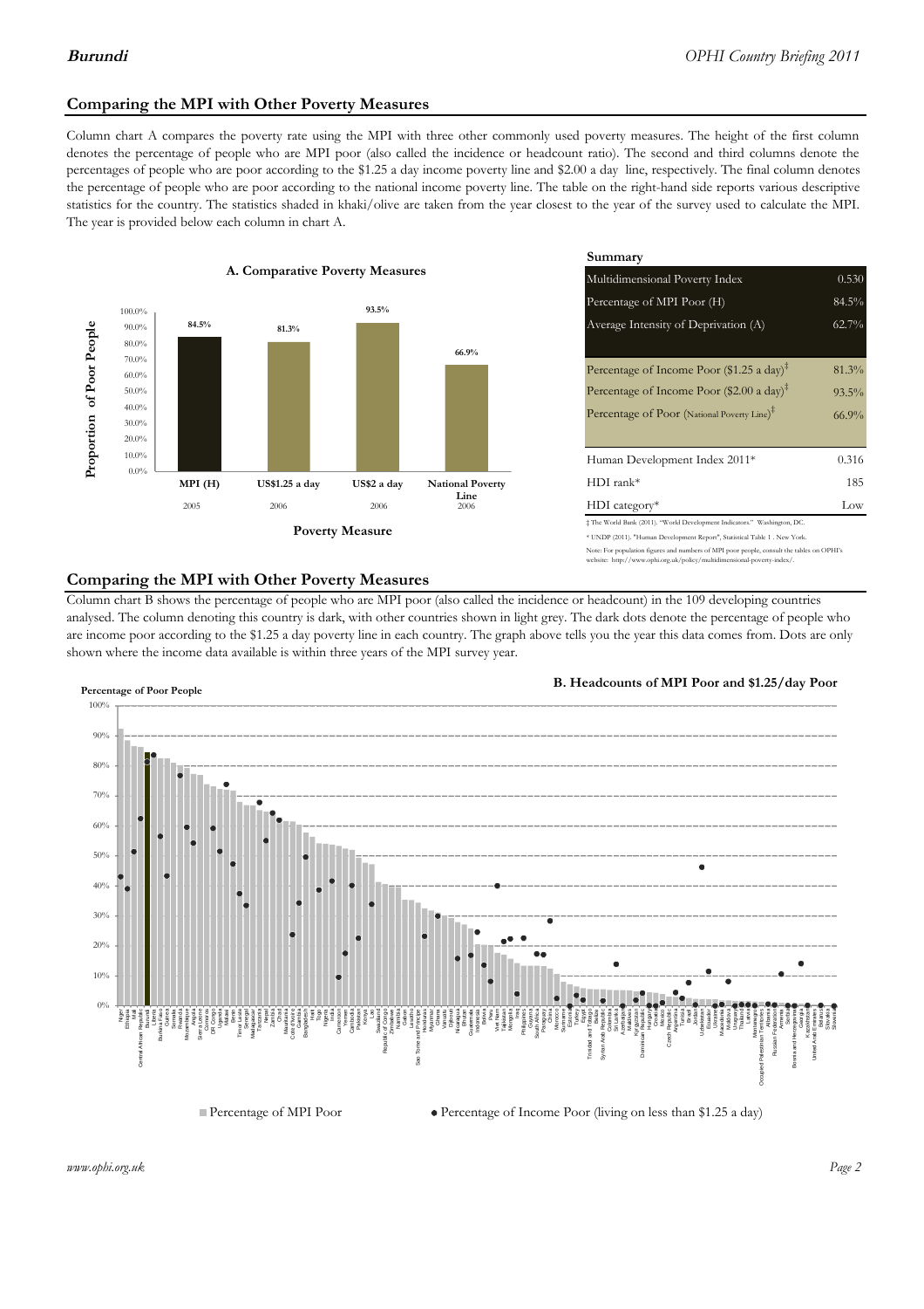## Comparing the MPI with Other Poverty Measures

Column chart A compares the poverty rate using the MPI with three other commonly used poverty measures. The height of the first column denotes the percentage of people who are MPI poor (also called the incidence or headcount ratio). The second and third columns denote the percentages of people who are poor according to the $1.25 a day income poverty line and $2.00 a day line, respectively. The final column denotes the percentage of people who are poor according to the national income poverty line. The table on the right-hand side reports various descriptive statistics for the country. The statistics shaded in khaki/olive are taken from the year closest to the year of the survey used to calculate the MPI. The year is provided below each column in chart A.

**A. Comparative Poverty Measures**

| Poverty Measure | Proportion of Poor People | Year |
|---|---|---|
| MPI (H) | 84.5% | 2005 |
| US$1.25 a day | 81.3% | 2006 |
| US$2 a day | 93.5% | 2006 |
| National Poverty Line | 66.9% | 2006 |

**Summary**

| | |
|---|---|
| Multidimensional Poverty Index | 0.530 |
| Percentage of MPI Poor (H) | 84.5% |
| Average Intensity of Deprivation (A) | 62.7% |
| Percentage of Income Poor ($1.25 a day)‡ | 81.3% |
| Percentage of Income Poor ($2.00 a day)‡ | 93.5% |
| Percentage of Poor (National Poverty Line)‡ | 66.9% |
| Human Development Index 2011* | 0.316 |
| HDI rank* | 185 |
| HDI category* | Low |

‡ The World Bank (2011). "World Development Indicators." Washington, DC.

\* UNDP (2011). "Human Development Report", Statistical Table 1 . New York.

Note: For population figures and numbers of MPI poor people, consult the tables on OPHI's website: http://www.ophi.org.uk/policy/multidimensional-poverty-index/.

## Comparing the MPI with Other Poverty Measures

Column chart B shows the percentage of people who are MPI poor (also called the incidence or headcount) in the 109 developing countries analysed. The column denoting this country is dark, with other countries shown in light grey. The dark dots denote the percentage of people who are income poor according to the $1.25 a day poverty line in each country. The graph above tells you the year this data comes from. Dots are only shown where the income data available is within three years of the MPI survey year.

**B. Headcounts of MPI Poor and $1.25/day Poor**

■ Percentage of MPI Poor ● Percentage of Income Poor (living on less than $1.25 a day)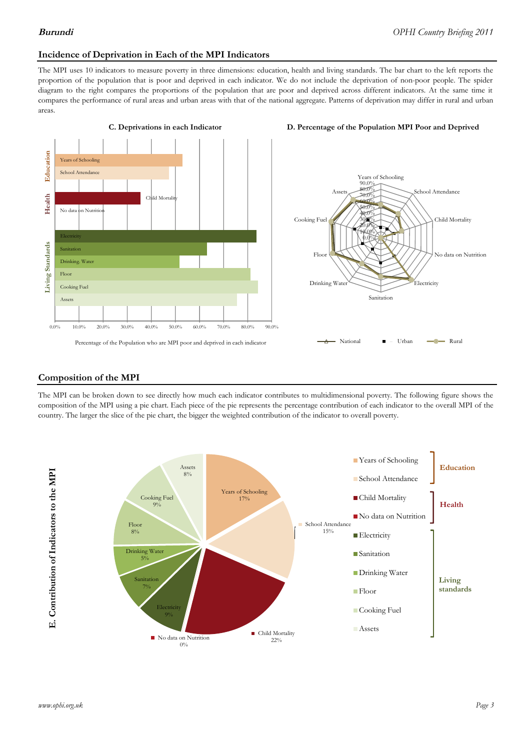## Incidence of Deprivation in Each of the MPI Indicators

The MPI uses 10 indicators to measure poverty in three dimensions: education, health and living standards. The bar chart to the left reports the proportion of the population that is poor and deprived in each indicator. We do not include the deprivation of non-poor people. The spider diagram to the right compares the proportions of the population that are poor and deprived across different indicators. At the same time it compares the performance of rural areas and urban areas with that of the national aggregate. Patterns of deprivation may differ in rural and urban areas.

**C. Deprivations in each Indicator**

Education: Years of Schooling; School Attendance

Health: Child Mortality; No data on Nutrition

Living Standards: Electricity; Sanitation; Drinking Water; Floor; Cooking Fuel; Assets

0.0% 10.0% 20.0% 30.0% 40.0% 50.0% 60.0% 70.0% 80.0% 90.0%

Percentage of the Population who are MPI poor and deprived in each indicator

**D. Percentage of the Population MPI Poor and Deprived**

Years of Schooling; School Attendance; Child Mortality; No data on Nutrition; Electricity; Sanitation; Drinking Water; Floor; Cooking Fuel; Assets

National — Urban — Rural

## Composition of the MPI

The MPI can be broken down to see directly how much each indicator contributes to multidimensional poverty. The following figure shows the composition of the MPI using a pie chart. Each piece of the pie represents the percentage contribution of each indicator to the overall MPI of the country. The larger the slice of the pie chart, the bigger the weighted contribution of the indicator to overall poverty.

**E. Contribution of Indicators to the MPI**

| Dimension | Indicator | Contribution |
|---|---|---|
| Education | Years of Schooling | 17% |
| | School Attendance | 15% |
| Health | Child Mortality | 22% |
| | No data on Nutrition | 0% |
| Living standards | Electricity | 9% |
| | Sanitation | 7% |
| | Drinking Water | 5% |
| | Floor | 8% |
| | Cooking Fuel | 9% |
| | Assets | 8% |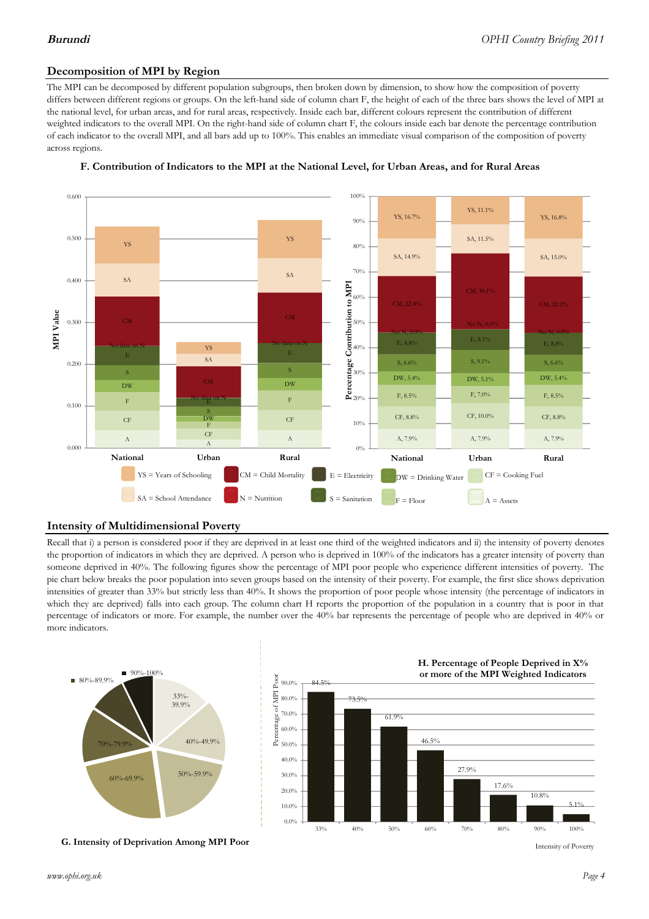## Decomposition of MPI by Region

The MPI can be decomposed by different population subgroups, then broken down by dimension, to show how the composition of poverty differs between different regions or groups. On the left-hand side of column chart F, the height of each of the three bars shows the level of MPI at the national level, for urban areas, and for rural areas, respectively. Inside each bar, different colours represent the contribution of different weighted indicators to the overall MPI. On the right-hand side of column chart F, the colours inside each bar denote the percentage contribution of each indicator to the overall MPI, and all bars add up to 100%. This enables an immediate visual comparison of the composition of poverty across regions.

**F. Contribution of Indicators to the MPI at the National Level, for Urban Areas, and for Rural Areas**

| Percentage Contribution to MPI | National | Urban | Rural |
|---|---|---|---|
| YS | 16.7% | 11.1% | 16.8% |
| SA | 14.9% | 11.5% | 15.0% |
| CM | 22.4% | 30.1% | 22.2% |
| N | No N, 0.0% | No N, 0.0% | No N, 0.0% |
| E | 8.8% | 8.1% | 8.8% |
| S | 6.6% | 9.1% | 6.6% |
| DW | 5.4% | 5.1% | 5.4% |
| F | 8.5% | 7.0% | 8.5% |
| CF | 8.8% | 10.0% | 8.8% |
| A | 7.9% | 7.9% | 7.9% |

YS = Years of Schooling; SA = School Attendance; CM = Child Mortality; N = Nutrition; E = Electricity; S = Sanitation; DW = Drinking Water; F = Floor; CF = Cooking Fuel; A = Assets

## Intensity of Multidimensional Poverty

Recall that i) a person is considered poor if they are deprived in at least one third of the weighted indicators and ii) the intensity of poverty denotes the proportion of indicators in which they are deprived. A person who is deprived in 100% of the indicators has a greater intensity of poverty than someone deprived in 40%. The following figures show the percentage of MPI poor people who experience different intensities of poverty. The pie chart below breaks the poor population into seven groups based on the intensity of their poverty. For example, the first slice shows deprivation intensities of greater than 33% but strictly less than 40%. It shows the proportion of poor people whose intensity (the percentage of indicators in which they are deprived) falls into each group. The column chart H reports the proportion of the population in a country that is poor in that percentage of indicators or more. For example, the number over the 40% bar represents the percentage of people who are deprived in 40% or more indicators.

**G. Intensity of Deprivation Among MPI Poor**

**H. Percentage of People Deprived in X% or more of the MPI Weighted Indicators**

| Intensity of Poverty | 33% | 40% | 50% | 60% | 70% | 80% | 90% | 100% |
|---|---|---|---|---|---|---|---|---|
| Percentage of MPI Poor | 84.5% | 73.5% | 61.9% | 46.5% | 27.9% | 17.6% | 10.8% | 5.1% |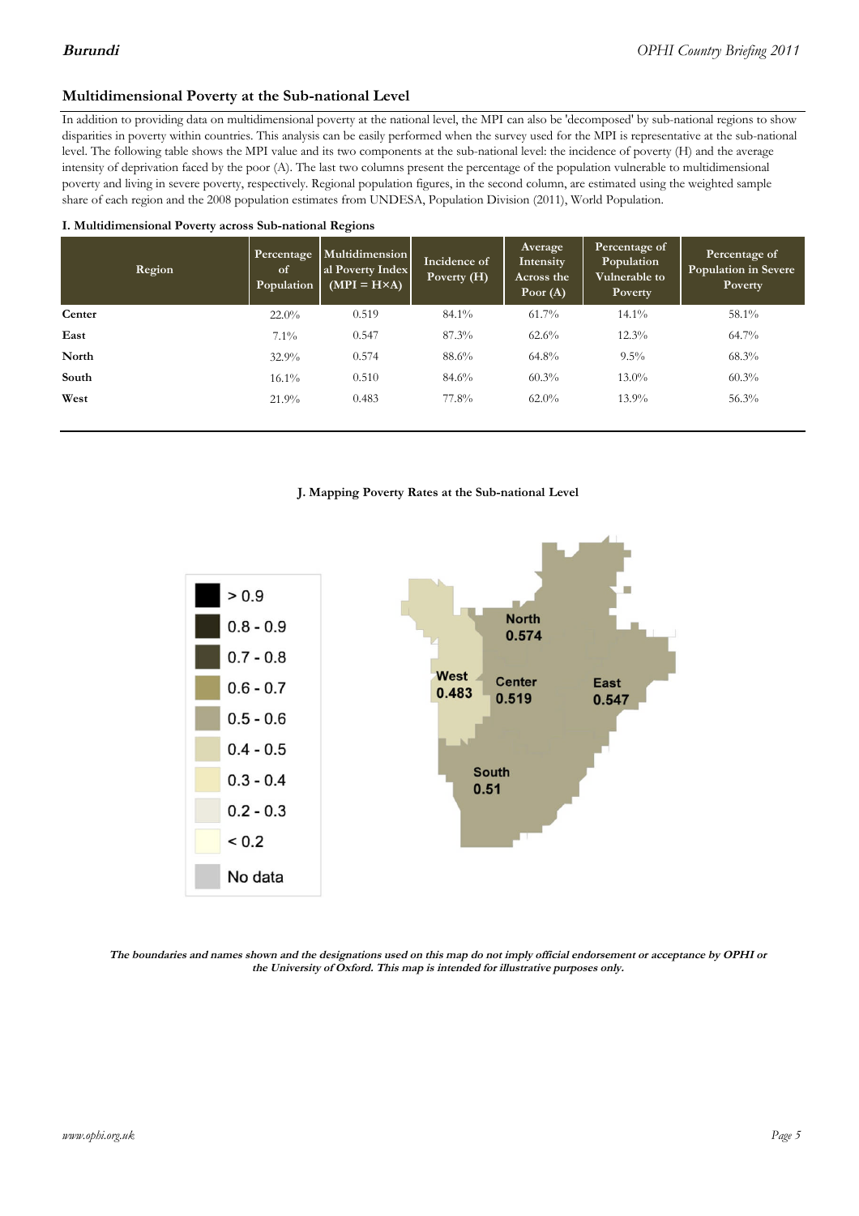## Multidimensional Poverty at the Sub-national Level

In addition to providing data on multidimensional poverty at the national level, the MPI can also be 'decomposed' by sub-national regions to show disparities in poverty within countries. This analysis can be easily performed when the survey used for the MPI is representative at the sub-national level. The following table shows the MPI value and its two components at the sub-national level: the incidence of poverty (H) and the average intensity of deprivation faced by the poor (A). The last two columns present the percentage of the population vulnerable to multidimensional poverty and living in severe poverty, respectively. Regional population figures, in the second column, are estimated using the weighted sample share of each region and the 2008 population estimates from UNDESA, Population Division (2011), World Population.

**I. Multidimensional Poverty across Sub-national Regions**

| Region | Percentage of Population | Multidimensional Poverty Index (MPI = H×A) | Incidence of Poverty (H) | Average Intensity Across the Poor (A) | Percentage of Population Vulnerable to Poverty | Percentage of Population in Severe Poverty |
|---|---|---|---|---|---|---|
| Center | 22.0% | 0.519 | 84.1% | 61.7% | 14.1% | 58.1% |
| East | 7.1% | 0.547 | 87.3% | 62.6% | 12.3% | 64.7% |
| North | 32.9% | 0.574 | 88.6% | 64.8% | 9.5% | 68.3% |
| South | 16.1% | 0.510 | 84.6% | 60.3% | 13.0% | 60.3% |
| West | 21.9% | 0.483 | 77.8% | 62.0% | 13.9% | 56.3% |

**J. Mapping Poverty Rates at the Sub-national Level**

> 0.9
0.8 - 0.9
0.7 - 0.8
0.6 - 0.7
0.5 - 0.6
0.4 - 0.5
0.3 - 0.4
0.2 - 0.3
< 0.2
No data

North 0.574
West 0.483
Center 0.519
East 0.547
South 0.51

***The boundaries and names shown and the designations used on this map do not imply official endorsement or acceptance by OPHI or the University of Oxford. This map is intended for illustrative purposes only.***